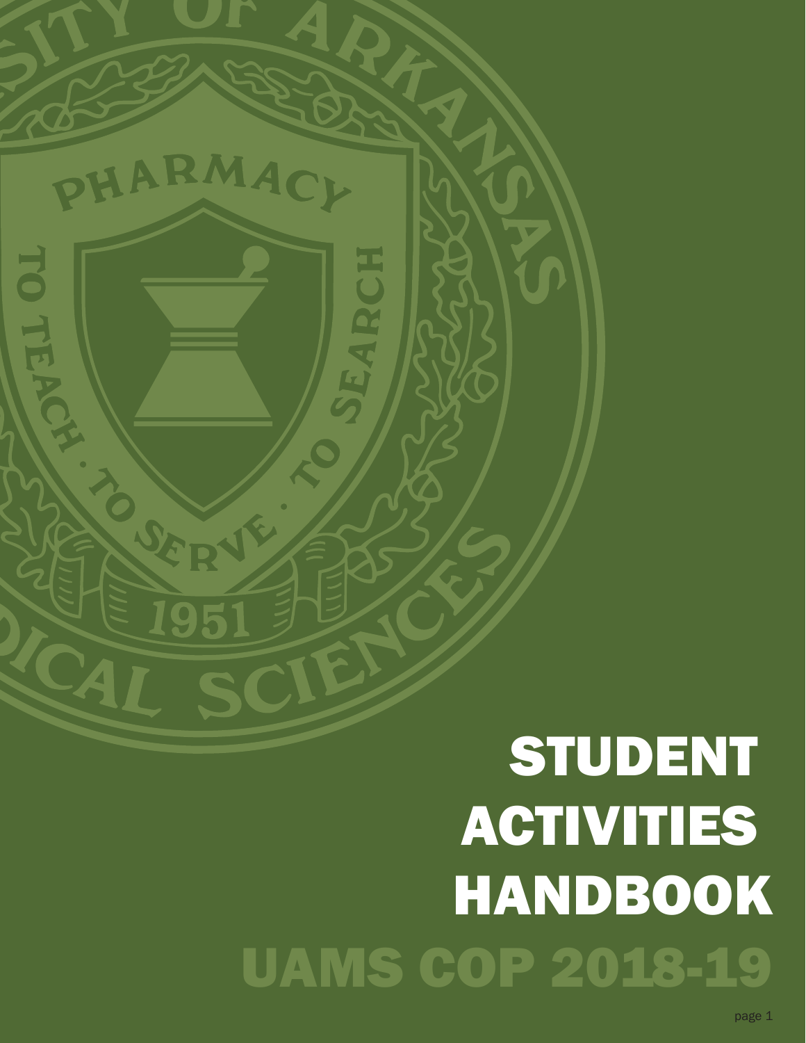# STUDENT ACTIVITIES HANDBOOK

## UAMS COP 2018-19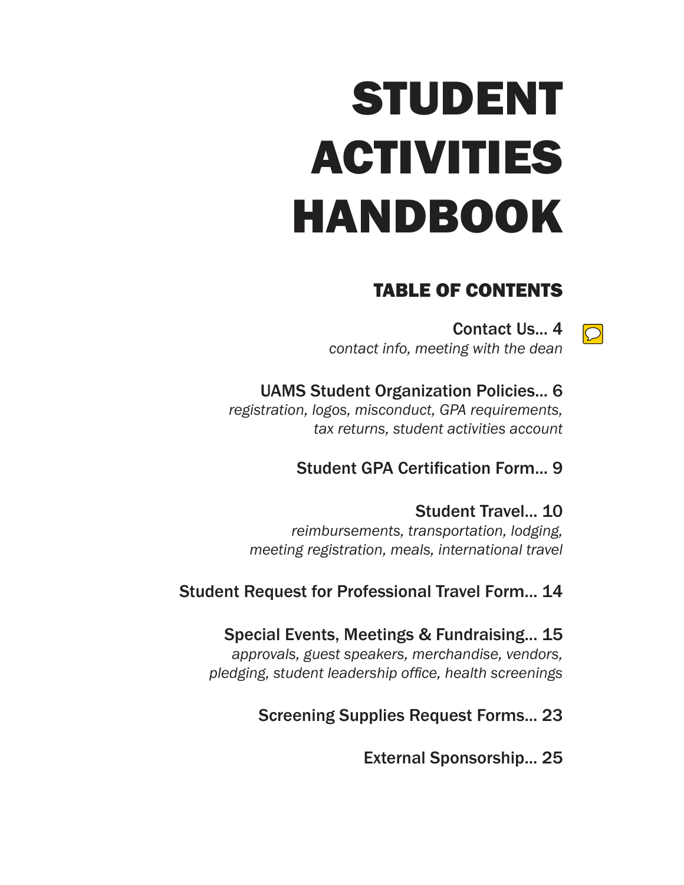# STUDENT ACTIVITIES HANDBOOK

## TABLE OF CONTENTS

Contact Us... 4
*contact info, meeting with the dean*

UAMS Student Organization Policies... 6
*registration, logos, misconduct, GPA requirements, tax returns, student activities account*

Student GPA Certification Form... 9

Student Travel... 10
*reimbursements, transportation, lodging, meeting registration, meals, international travel*

Student Request for Professional Travel Form... 14

Special Events, Meetings & Fundraising... 15
*approvals, guest speakers, merchandise, vendors, pledging, student leadership office, health screenings*

Screening Supplies Request Forms... 23

External Sponsorship... 25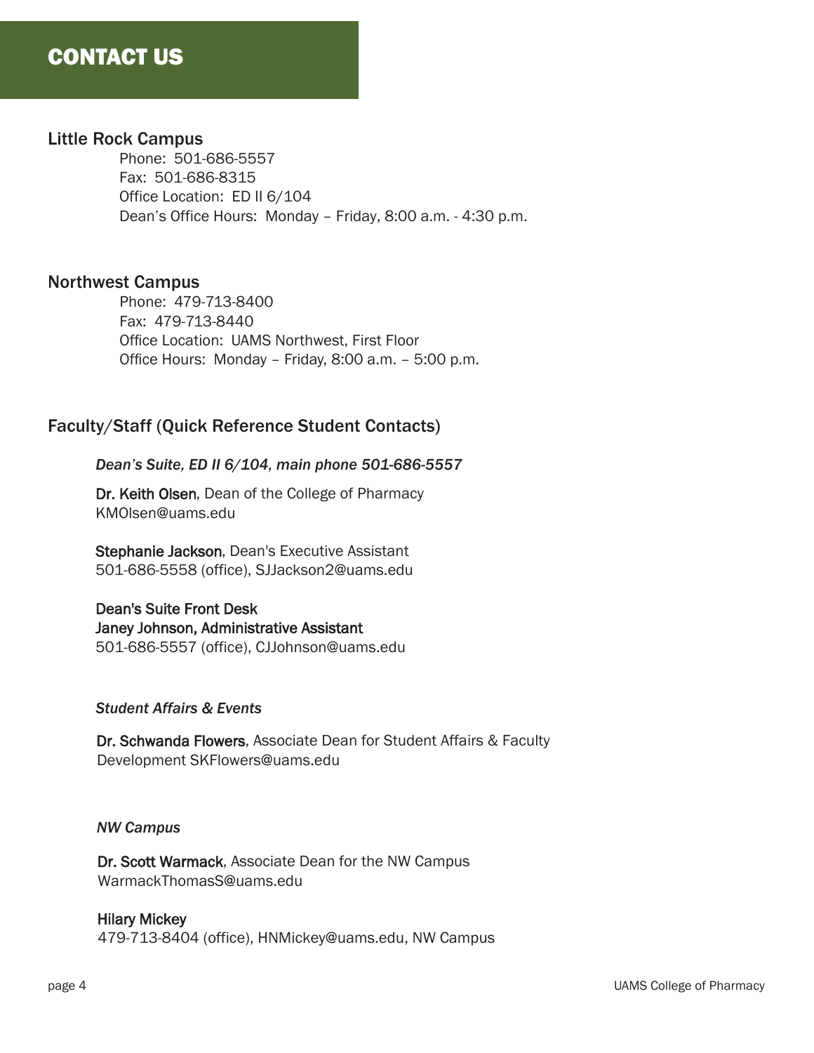# CONTACT US

## Little Rock Campus

Phone: 501-686-5557
Fax: 501-686-8315
Office Location: ED II 6/104
Dean's Office Hours: Monday – Friday, 8:00 a.m. - 4:30 p.m.

## Northwest Campus

Phone: 479-713-8400
Fax: 479-713-8440
Office Location: UAMS Northwest, First Floor
Office Hours: Monday – Friday, 8:00 a.m. – 5:00 p.m.

## Faculty/Staff (Quick Reference Student Contacts)

*Dean's Suite, ED II 6/104, main phone 501-686-5557*

**Dr. Keith Olsen**, Dean of the College of Pharmacy
KMOlsen@uams.edu

**Stephanie Jackson**, Dean's Executive Assistant
501-686-5558 (office), SJJackson2@uams.edu

**Dean's Suite Front Desk**
**Janey Johnson, Administrative Assistant**
501-686-5557 (office), CJJohnson@uams.edu

*Student Affairs & Events*

**Dr. Schwanda Flowers**, Associate Dean for Student Affairs & Faculty Development SKFlowers@uams.edu

*NW Campus*

**Dr. Scott Warmack**, Associate Dean for the NW Campus
WarmackThomasS@uams.edu

**Hilary Mickey**
479-713-8404 (office), HNMickey@uams.edu, NW Campus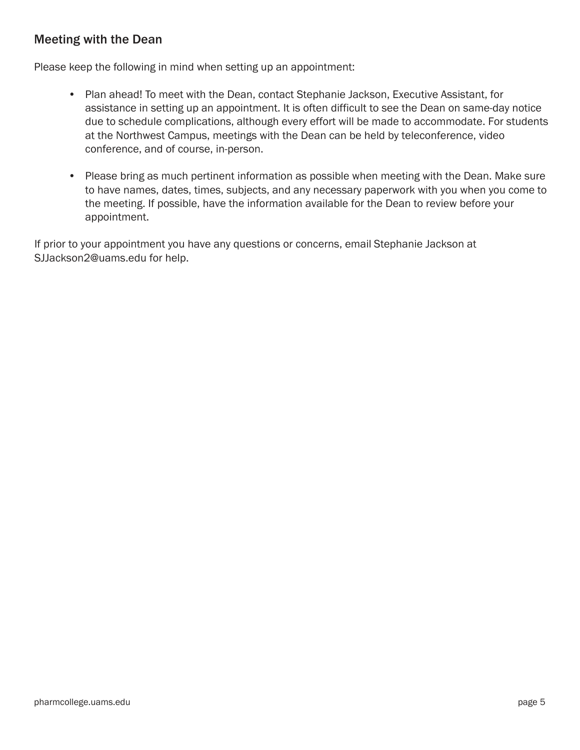## Meeting with the Dean

Please keep the following in mind when setting up an appointment:

- Plan ahead! To meet with the Dean, contact Stephanie Jackson, Executive Assistant, for assistance in setting up an appointment. It is often difficult to see the Dean on same-day notice due to schedule complications, although every effort will be made to accommodate. For students at the Northwest Campus, meetings with the Dean can be held by teleconference, video conference, and of course, in-person.

- Please bring as much pertinent information as possible when meeting with the Dean. Make sure to have names, dates, times, subjects, and any necessary paperwork with you when you come to the meeting. If possible, have the information available for the Dean to review before your appointment.

If prior to your appointment you have any questions or concerns, email Stephanie Jackson at SJJackson2@uams.edu for help.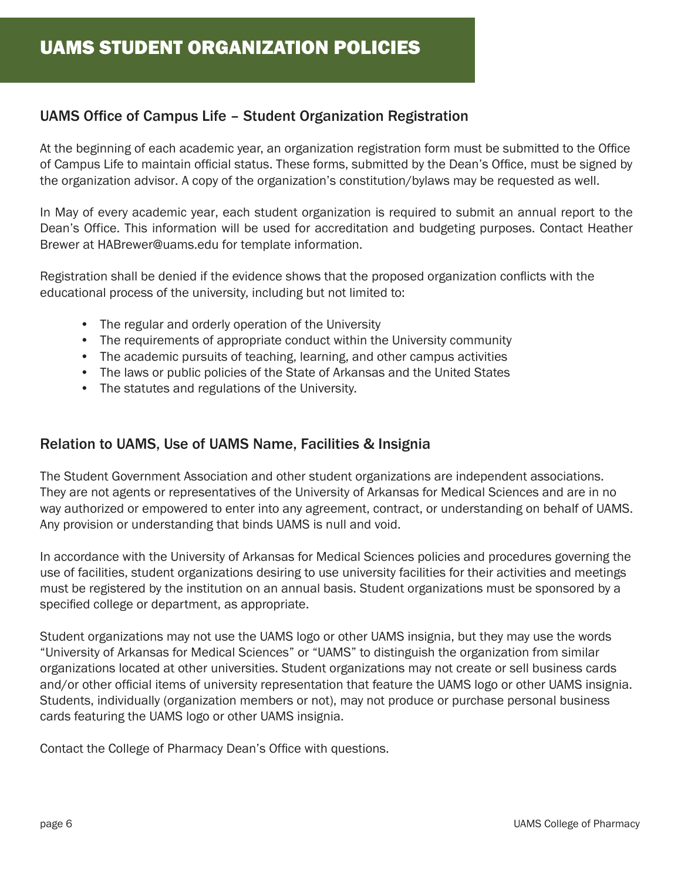# UAMS STUDENT ORGANIZATION POLICIES

## UAMS Office of Campus Life – Student Organization Registration

At the beginning of each academic year, an organization registration form must be submitted to the Office of Campus Life to maintain official status. These forms, submitted by the Dean's Office, must be signed by the organization advisor. A copy of the organization's constitution/bylaws may be requested as well.

In May of every academic year, each student organization is required to submit an annual report to the Dean's Office. This information will be used for accreditation and budgeting purposes. Contact Heather Brewer at HABrewer@uams.edu for template information.

Registration shall be denied if the evidence shows that the proposed organization conflicts with the educational process of the university, including but not limited to:

- The regular and orderly operation of the University
- The requirements of appropriate conduct within the University community
- The academic pursuits of teaching, learning, and other campus activities
- The laws or public policies of the State of Arkansas and the United States
- The statutes and regulations of the University.

## Relation to UAMS, Use of UAMS Name, Facilities & Insignia

The Student Government Association and other student organizations are independent associations. They are not agents or representatives of the University of Arkansas for Medical Sciences and are in no way authorized or empowered to enter into any agreement, contract, or understanding on behalf of UAMS. Any provision or understanding that binds UAMS is null and void.

In accordance with the University of Arkansas for Medical Sciences policies and procedures governing the use of facilities, student organizations desiring to use university facilities for their activities and meetings must be registered by the institution on an annual basis. Student organizations must be sponsored by a specified college or department, as appropriate.

Student organizations may not use the UAMS logo or other UAMS insignia, but they may use the words "University of Arkansas for Medical Sciences" or "UAMS" to distinguish the organization from similar organizations located at other universities. Student organizations may not create or sell business cards and/or other official items of university representation that feature the UAMS logo or other UAMS insignia. Students, individually (organization members or not), may not produce or purchase personal business cards featuring the UAMS logo or other UAMS insignia.

Contact the College of Pharmacy Dean's Office with questions.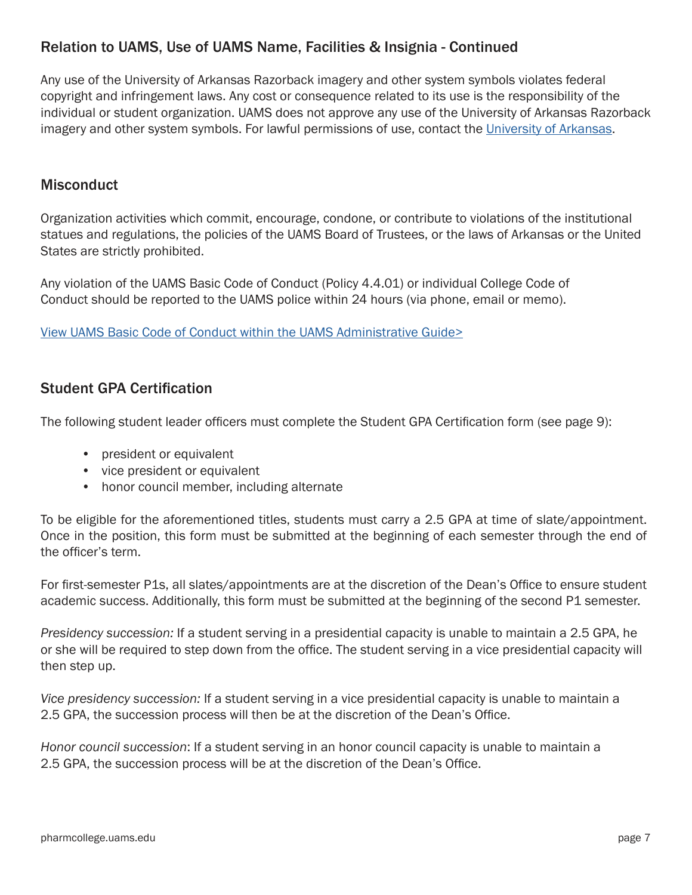## Relation to UAMS, Use of UAMS Name, Facilities & Insignia - Continued

Any use of the University of Arkansas Razorback imagery and other system symbols violates federal copyright and infringement laws. Any cost or consequence related to its use is the responsibility of the individual or student organization. UAMS does not approve any use of the University of Arkansas Razorback imagery and other system symbols. For lawful permissions of use, contact the University of Arkansas.

## Misconduct

Organization activities which commit, encourage, condone, or contribute to violations of the institutional statues and regulations, the policies of the UAMS Board of Trustees, or the laws of Arkansas or the United States are strictly prohibited.

Any violation of the UAMS Basic Code of Conduct (Policy 4.4.01) or individual College Code of Conduct should be reported to the UAMS police within 24 hours (via phone, email or memo).

View UAMS Basic Code of Conduct within the UAMS Administrative Guide>

## Student GPA Certification

The following student leader officers must complete the Student GPA Certification form (see page 9):

- president or equivalent
- vice president or equivalent
- honor council member, including alternate

To be eligible for the aforementioned titles, students must carry a 2.5 GPA at time of slate/appointment. Once in the position, this form must be submitted at the beginning of each semester through the end of the officer's term.

For first-semester P1s, all slates/appointments are at the discretion of the Dean's Office to ensure student academic success. Additionally, this form must be submitted at the beginning of the second P1 semester.

*Presidency succession:* If a student serving in a presidential capacity is unable to maintain a 2.5 GPA, he or she will be required to step down from the office. The student serving in a vice presidential capacity will then step up.

*Vice presidency succession:* If a student serving in a vice presidential capacity is unable to maintain a 2.5 GPA, the succession process will then be at the discretion of the Dean's Office.

*Honor council succession*: If a student serving in an honor council capacity is unable to maintain a 2.5 GPA, the succession process will be at the discretion of the Dean's Office.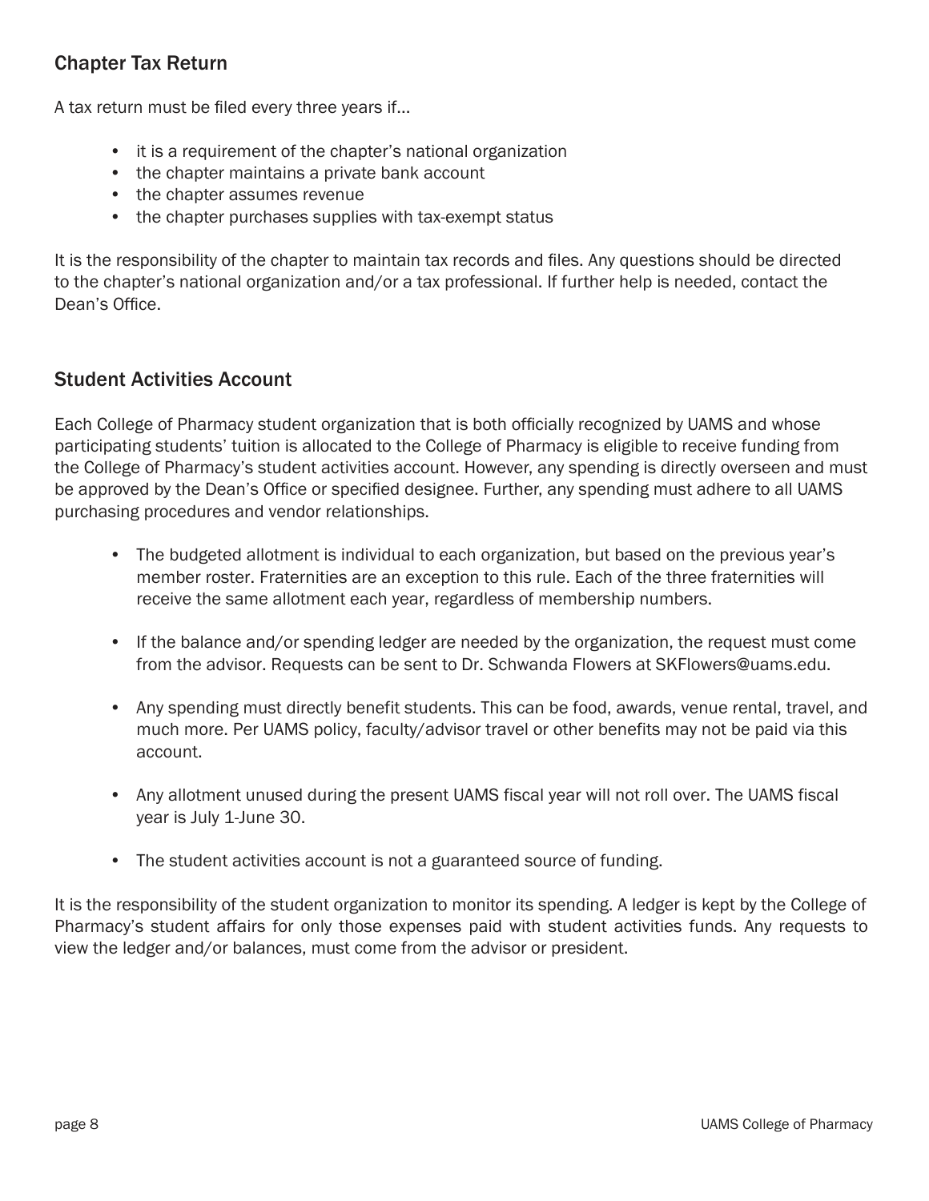## Chapter Tax Return

A tax return must be filed every three years if...

- it is a requirement of the chapter's national organization
- the chapter maintains a private bank account
- the chapter assumes revenue
- the chapter purchases supplies with tax-exempt status

It is the responsibility of the chapter to maintain tax records and files. Any questions should be directed to the chapter's national organization and/or a tax professional. If further help is needed, contact the Dean's Office.

## Student Activities Account

Each College of Pharmacy student organization that is both officially recognized by UAMS and whose participating students' tuition is allocated to the College of Pharmacy is eligible to receive funding from the College of Pharmacy's student activities account. However, any spending is directly overseen and must be approved by the Dean's Office or specified designee. Further, any spending must adhere to all UAMS purchasing procedures and vendor relationships.

- The budgeted allotment is individual to each organization, but based on the previous year's member roster. Fraternities are an exception to this rule. Each of the three fraternities will receive the same allotment each year, regardless of membership numbers.

- If the balance and/or spending ledger are needed by the organization, the request must come from the advisor. Requests can be sent to Dr. Schwanda Flowers at SKFlowers@uams.edu.

- Any spending must directly benefit students. This can be food, awards, venue rental, travel, and much more. Per UAMS policy, faculty/advisor travel or other benefits may not be paid via this account.

- Any allotment unused during the present UAMS fiscal year will not roll over. The UAMS fiscal year is July 1-June 30.

- The student activities account is not a guaranteed source of funding.

It is the responsibility of the student organization to monitor its spending. A ledger is kept by the College of Pharmacy's student affairs for only those expenses paid with student activities funds. Any requests to view the ledger and/or balances, must come from the advisor or president.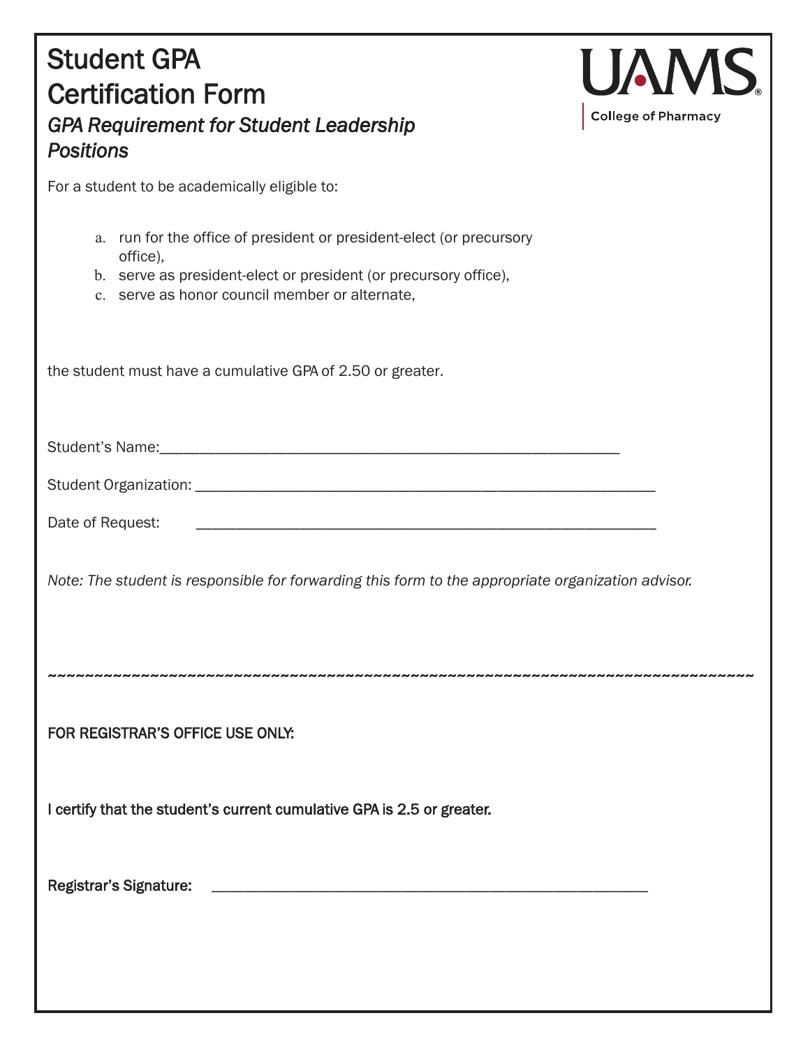# Student GPA Certification Form

## *GPA Requirement for Student Leadership Positions*

UAMS College of Pharmacy

For a student to be academically eligible to:

a. run for the office of president or president-elect (or precursory office),
b. serve as president-elect or president (or precursory office),
c. serve as honor council member or alternate,

the student must have a cumulative GPA of 2.50 or greater.

Student's Name:_______________________________________________________________

Student Organization: _______________________________________________________________

Date of Request: _______________________________________________________________

*Note: The student is responsible for forwarding this form to the appropriate organization advisor.*

~~~~~~~~~~~~~~~~~~~~~~~~~~~~~~~~~~~~~~~~~~~~~~~~~~~~~~~~~~~~~~~~~~~~~~~~~~~~

**FOR REGISTRAR'S OFFICE USE ONLY:**

**I certify that the student's current cumulative GPA is 2.5 or greater.**

**Registrar's Signature:** _______________________________________________________________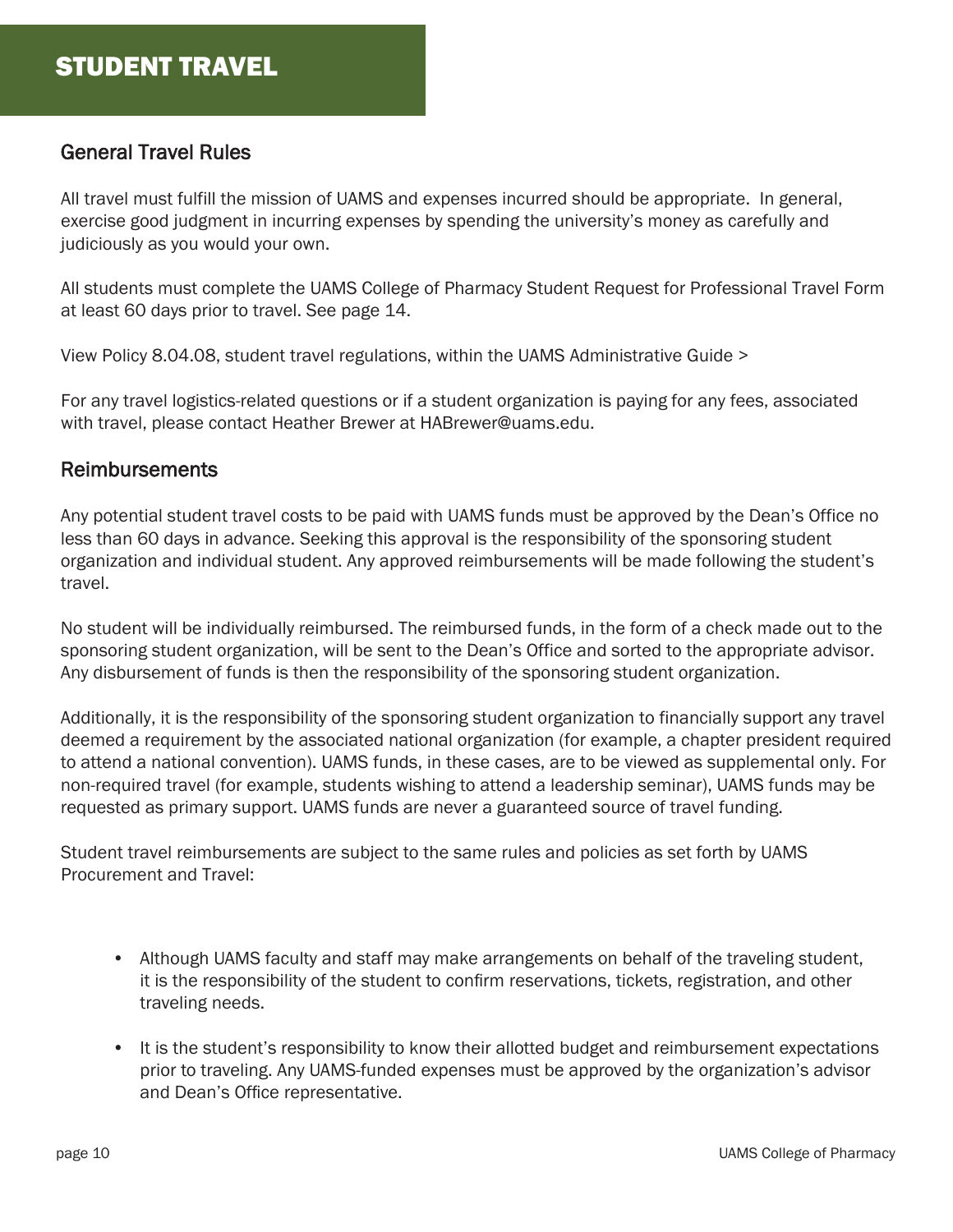# STUDENT TRAVEL

## General Travel Rules

All travel must fulfill the mission of UAMS and expenses incurred should be appropriate. In general, exercise good judgment in incurring expenses by spending the university's money as carefully and judiciously as you would your own.

All students must complete the UAMS College of Pharmacy Student Request for Professional Travel Form at least 60 days prior to travel. See page 14.

View Policy 8.04.08, student travel regulations, within the UAMS Administrative Guide >

For any travel logistics-related questions or if a student organization is paying for any fees, associated with travel, please contact Heather Brewer at HABrewer@uams.edu.

## Reimbursements

Any potential student travel costs to be paid with UAMS funds must be approved by the Dean's Office no less than 60 days in advance. Seeking this approval is the responsibility of the sponsoring student organization and individual student. Any approved reimbursements will be made following the student's travel.

No student will be individually reimbursed. The reimbursed funds, in the form of a check made out to the sponsoring student organization, will be sent to the Dean's Office and sorted to the appropriate advisor. Any disbursement of funds is then the responsibility of the sponsoring student organization.

Additionally, it is the responsibility of the sponsoring student organization to financially support any travel deemed a requirement by the associated national organization (for example, a chapter president required to attend a national convention). UAMS funds, in these cases, are to be viewed as supplemental only. For non-required travel (for example, students wishing to attend a leadership seminar), UAMS funds may be requested as primary support. UAMS funds are never a guaranteed source of travel funding.

Student travel reimbursements are subject to the same rules and policies as set forth by UAMS Procurement and Travel:

- Although UAMS faculty and staff may make arrangements on behalf of the traveling student, it is the responsibility of the student to confirm reservations, tickets, registration, and other traveling needs.
- It is the student's responsibility to know their allotted budget and reimbursement expectations prior to traveling. Any UAMS-funded expenses must be approved by the organization's advisor and Dean's Office representative.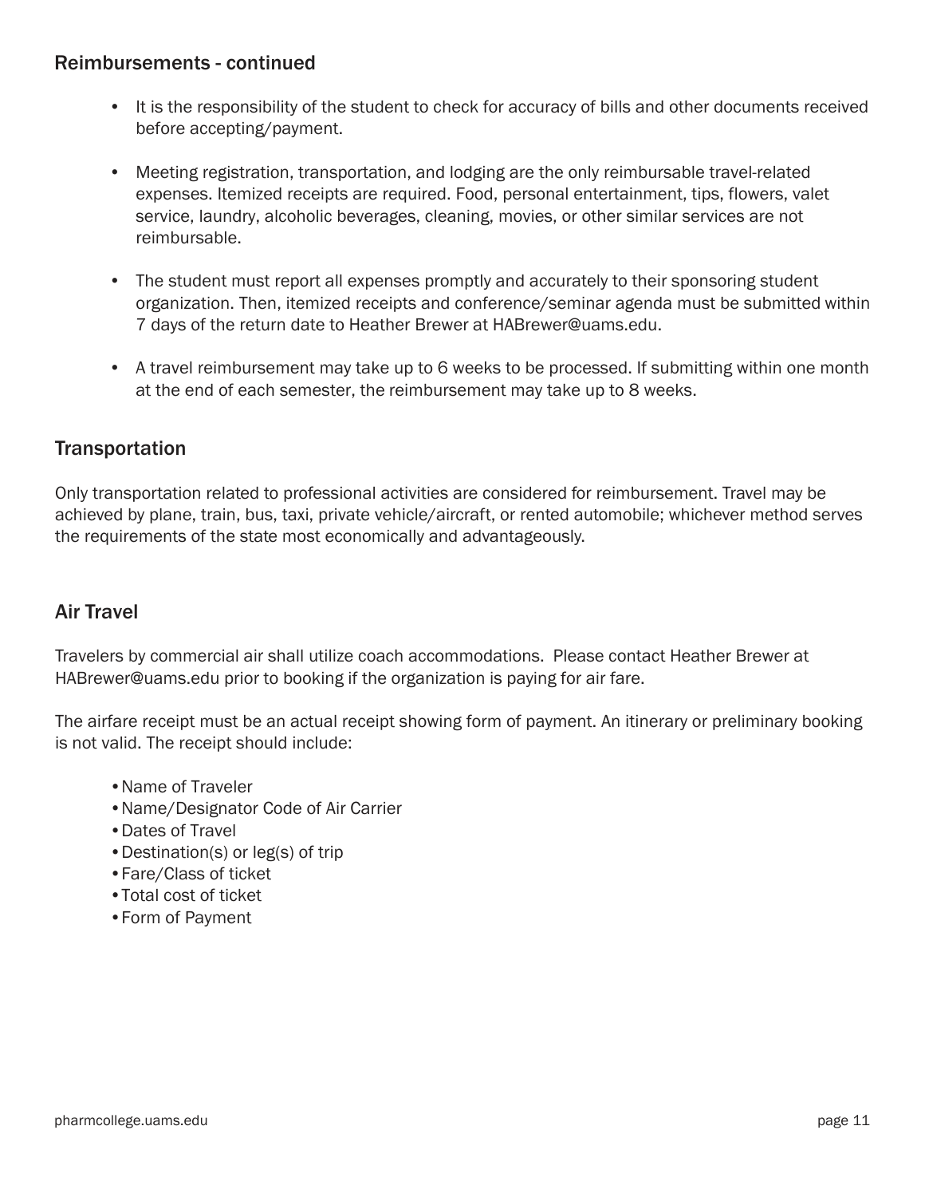## Reimbursements - continued

- It is the responsibility of the student to check for accuracy of bills and other documents received before accepting/payment.
- Meeting registration, transportation, and lodging are the only reimbursable travel-related expenses. Itemized receipts are required. Food, personal entertainment, tips, flowers, valet service, laundry, alcoholic beverages, cleaning, movies, or other similar services are not reimbursable.
- The student must report all expenses promptly and accurately to their sponsoring student organization. Then, itemized receipts and conference/seminar agenda must be submitted within 7 days of the return date to Heather Brewer at HABrewer@uams.edu.
- A travel reimbursement may take up to 6 weeks to be processed. If submitting within one month at the end of each semester, the reimbursement may take up to 8 weeks.

## Transportation

Only transportation related to professional activities are considered for reimbursement. Travel may be achieved by plane, train, bus, taxi, private vehicle/aircraft, or rented automobile; whichever method serves the requirements of the state most economically and advantageously.

## Air Travel

Travelers by commercial air shall utilize coach accommodations. Please contact Heather Brewer at HABrewer@uams.edu prior to booking if the organization is paying for air fare.

The airfare receipt must be an actual receipt showing form of payment. An itinerary or preliminary booking is not valid. The receipt should include:

- Name of Traveler
- Name/Designator Code of Air Carrier
- Dates of Travel
- Destination(s) or leg(s) of trip
- Fare/Class of ticket
- Total cost of ticket
- Form of Payment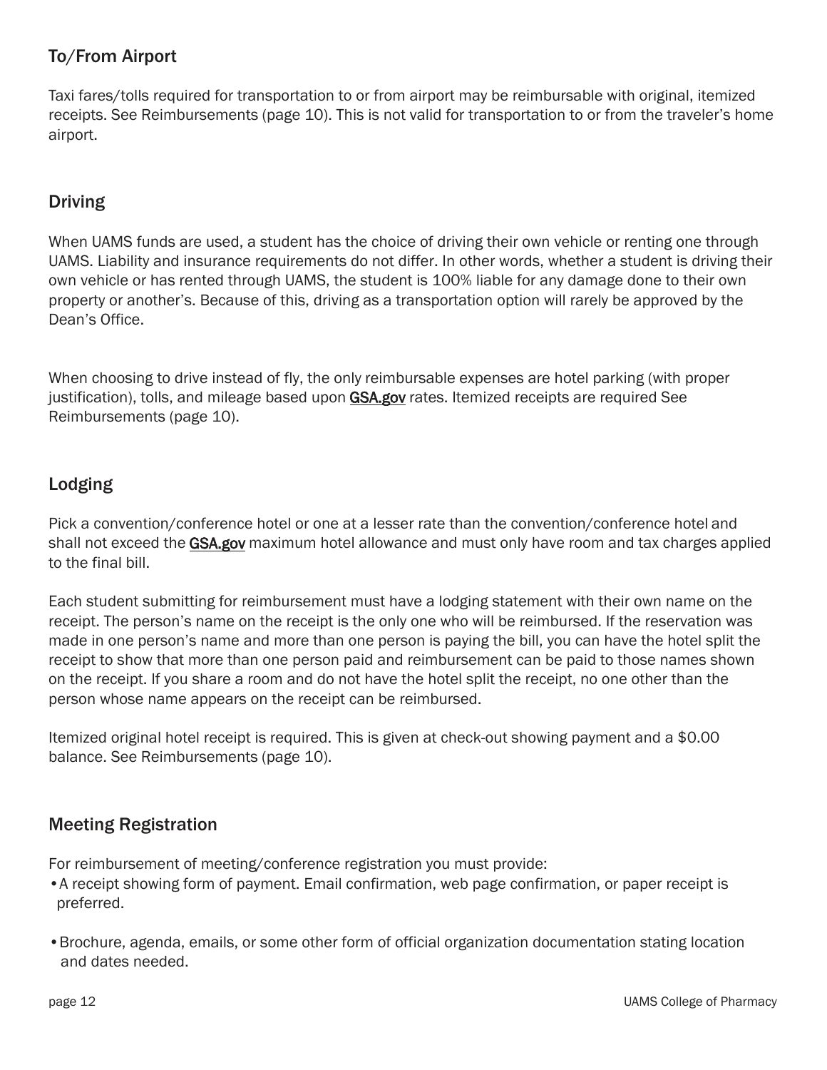## To/From Airport

Taxi fares/tolls required for transportation to or from airport may be reimbursable with original, itemized receipts. See Reimbursements (page 10). This is not valid for transportation to or from the traveler's home airport.

## Driving

When UAMS funds are used, a student has the choice of driving their own vehicle or renting one through UAMS. Liability and insurance requirements do not differ. In other words, whether a student is driving their own vehicle or has rented through UAMS, the student is 100% liable for any damage done to their own property or another's. Because of this, driving as a transportation option will rarely be approved by the Dean's Office.

When choosing to drive instead of fly, the only reimbursable expenses are hotel parking (with proper justification), tolls, and mileage based upon GSA.gov rates. Itemized receipts are required See Reimbursements (page 10).

## Lodging

Pick a convention/conference hotel or one at a lesser rate than the convention/conference hotel and shall not exceed the GSA.gov maximum hotel allowance and must only have room and tax charges applied to the final bill.

Each student submitting for reimbursement must have a lodging statement with their own name on the receipt. The person's name on the receipt is the only one who will be reimbursed. If the reservation was made in one person's name and more than one person is paying the bill, you can have the hotel split the receipt to show that more than one person paid and reimbursement can be paid to those names shown on the receipt. If you share a room and do not have the hotel split the receipt, no one other than the person whose name appears on the receipt can be reimbursed.

Itemized original hotel receipt is required. This is given at check-out showing payment and a $0.00 balance. See Reimbursements (page 10).

## Meeting Registration

For reimbursement of meeting/conference registration you must provide:

- A receipt showing form of payment. Email confirmation, web page confirmation, or paper receipt is preferred.
- Brochure, agenda, emails, or some other form of official organization documentation stating location and dates needed.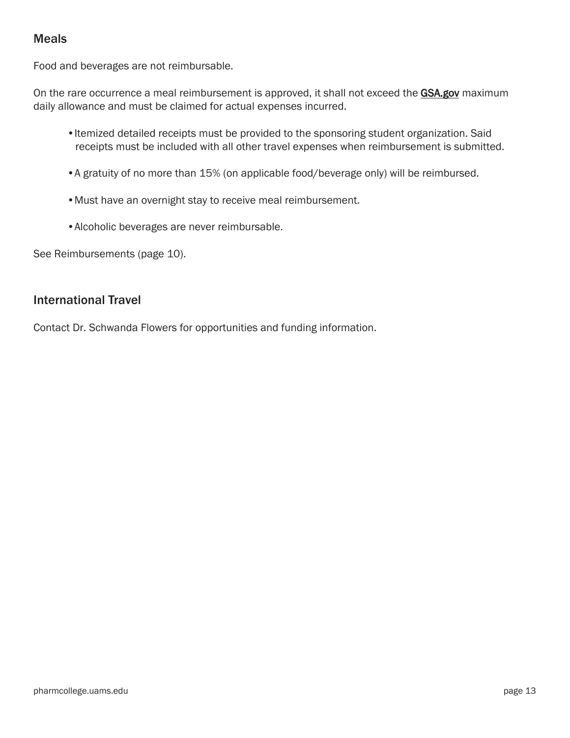## Meals

Food and beverages are not reimbursable.

On the rare occurrence a meal reimbursement is approved, it shall not exceed the **GSA.gov** maximum daily allowance and must be claimed for actual expenses incurred.

- Itemized detailed receipts must be provided to the sponsoring student organization. Said receipts must be included with all other travel expenses when reimbursement is submitted.
- A gratuity of no more than 15% (on applicable food/beverage only) will be reimbursed.
- Must have an overnight stay to receive meal reimbursement.
- Alcoholic beverages are never reimbursable.

See Reimbursements (page 10).

## International Travel

Contact Dr. Schwanda Flowers for opportunities and funding information.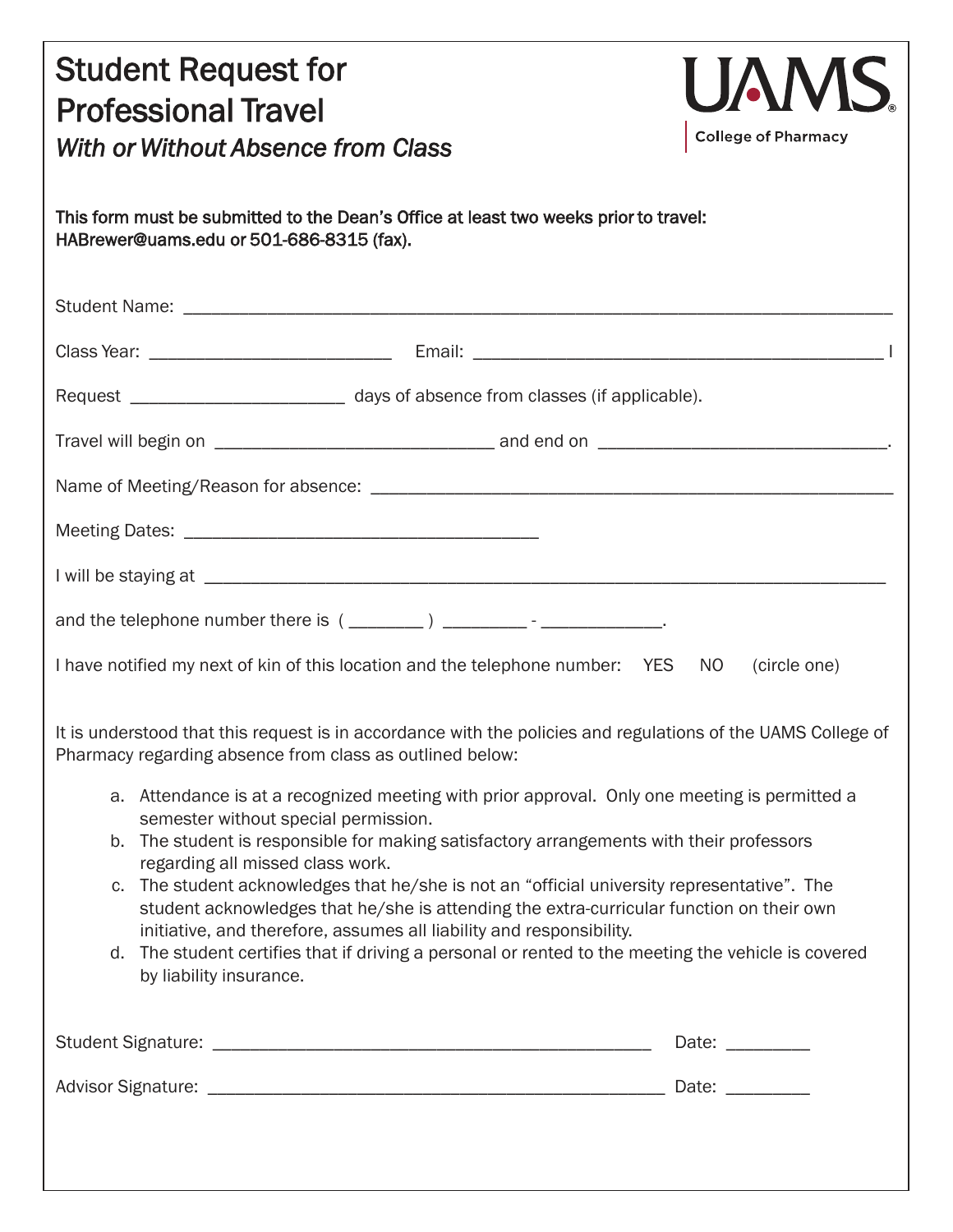# Student Request for Professional Travel

*With or Without Absence from Class*

UAMS College of Pharmacy

**This form must be submitted to the Dean's Office at least two weeks prior to travel: HABrewer@uams.edu or 501-686-8315 (fax).**

Student Name: ___________________________________________________________________________

Class Year: __________________________ Email: ____________________________________________

Request _______________________ days of absence from classes (if applicable).

Travel will begin on ______________________________ and end on _______________________________.

Name of Meeting/Reason for absence: ________________________________________________________

Meeting Dates: ______________________________________

I will be staying at ______________________________________________________________________

and the telephone number there is ( ________ ) _________ - _____________.

I have notified my next of kin of this location and the telephone number: YES NO (circle one)

It is understood that this request is in accordance with the policies and regulations of the UAMS College of Pharmacy regarding absence from class as outlined below:

a. Attendance is at a recognized meeting with prior approval. Only one meeting is permitted a semester without special permission.
b. The student is responsible for making satisfactory arrangements with their professors regarding all missed class work.
c. The student acknowledges that he/she is not an "official university representative". The student acknowledges that he/she is attending the extra-curricular function on their own initiative, and therefore, assumes all liability and responsibility.
d. The student certifies that if driving a personal or rented to the meeting the vehicle is covered by liability insurance.

Student Signature: _______________________________________________ Date: _________

Advisor Signature: _________________________________________________ Date: _________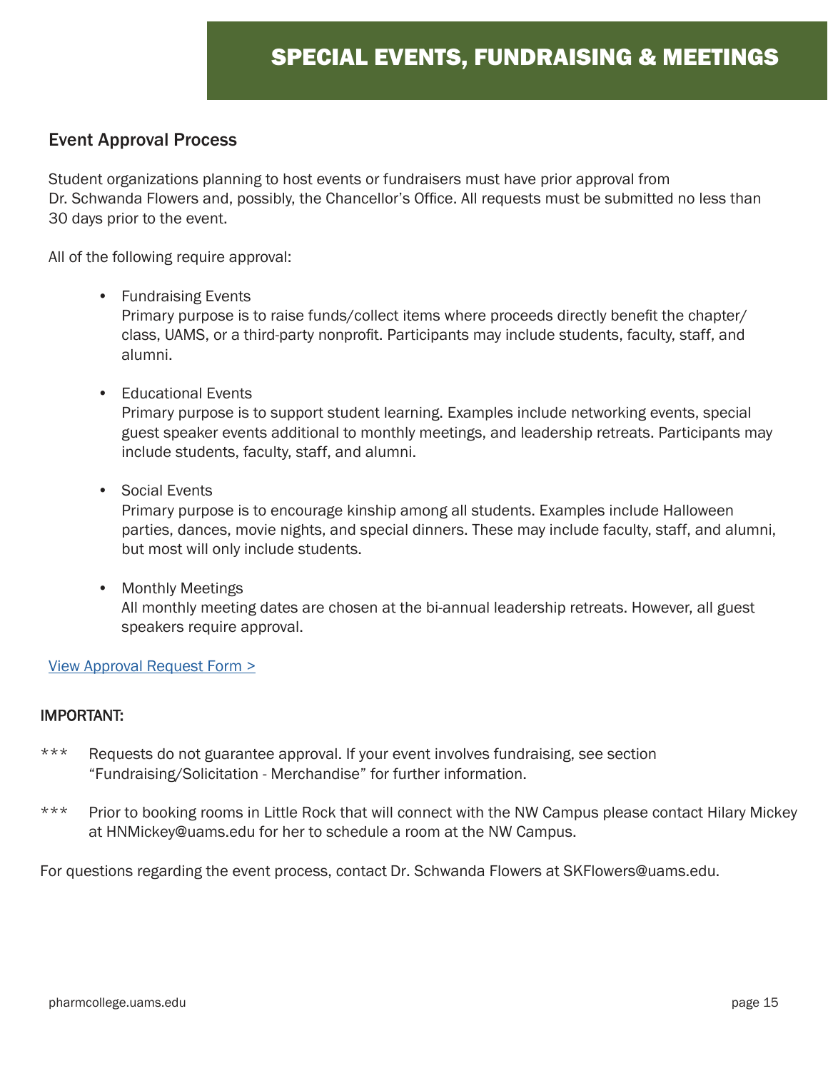# SPECIAL EVENTS, FUNDRAISING & MEETINGS

## Event Approval Process

Student organizations planning to host events or fundraisers must have prior approval from Dr. Schwanda Flowers and, possibly, the Chancellor's Office. All requests must be submitted no less than 30 days prior to the event.

All of the following require approval:

- Fundraising Events
  Primary purpose is to raise funds/collect items where proceeds directly benefit the chapter/class, UAMS, or a third-party nonprofit. Participants may include students, faculty, staff, and alumni.

- Educational Events
  Primary purpose is to support student learning. Examples include networking events, special guest speaker events additional to monthly meetings, and leadership retreats. Participants may include students, faculty, staff, and alumni.

- Social Events
  Primary purpose is to encourage kinship among all students. Examples include Halloween parties, dances, movie nights, and special dinners. These may include faculty, staff, and alumni, but most will only include students.

- Monthly Meetings
  All monthly meeting dates are chosen at the bi-annual leadership retreats. However, all guest speakers require approval.

View Approval Request Form >

**IMPORTANT:**

*** Requests do not guarantee approval. If your event involves fundraising, see section "Fundraising/Solicitation - Merchandise" for further information.

*** Prior to booking rooms in Little Rock that will connect with the NW Campus please contact Hilary Mickey at HNMickey@uams.edu for her to schedule a room at the NW Campus.

For questions regarding the event process, contact Dr. Schwanda Flowers at SKFlowers@uams.edu.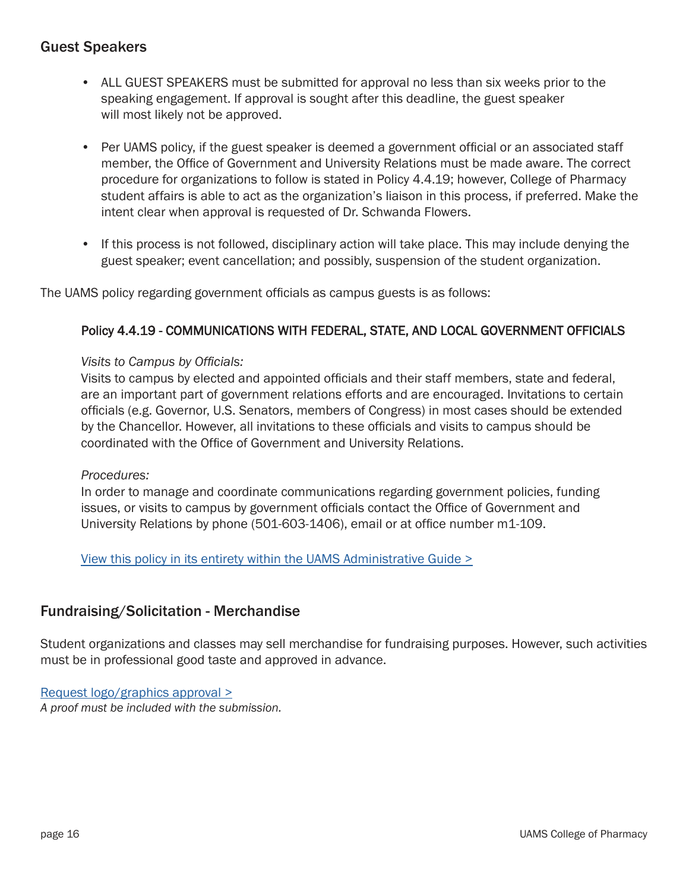## Guest Speakers

- ALL GUEST SPEAKERS must be submitted for approval no less than six weeks prior to the speaking engagement. If approval is sought after this deadline, the guest speaker will most likely not be approved.

- Per UAMS policy, if the guest speaker is deemed a government official or an associated staff member, the Office of Government and University Relations must be made aware. The correct procedure for organizations to follow is stated in Policy 4.4.19; however, College of Pharmacy student affairs is able to act as the organization's liaison in this process, if preferred. Make the intent clear when approval is requested of Dr. Schwanda Flowers.

- If this process is not followed, disciplinary action will take place. This may include denying the guest speaker; event cancellation; and possibly, suspension of the student organization.

The UAMS policy regarding government officials as campus guests is as follows:

> **Policy 4.4.19 - COMMUNICATIONS WITH FEDERAL, STATE, AND LOCAL GOVERNMENT OFFICIALS**
>
> *Visits to Campus by Officials:*
> Visits to campus by elected and appointed officials and their staff members, state and federal, are an important part of government relations efforts and are encouraged. Invitations to certain officials (e.g. Governor, U.S. Senators, members of Congress) in most cases should be extended by the Chancellor. However, all invitations to these officials and visits to campus should be coordinated with the Office of Government and University Relations.
>
> *Procedures:*
> In order to manage and coordinate communications regarding government policies, funding issues, or visits to campus by government officials contact the Office of Government and University Relations by phone (501-603-1406), email or at office number m1-109.
>
> View this policy in its entirety within the UAMS Administrative Guide >

## Fundraising/Solicitation - Merchandise

Student organizations and classes may sell merchandise for fundraising purposes. However, such activities must be in professional good taste and approved in advance.

Request logo/graphics approval >
*A proof must be included with the submission.*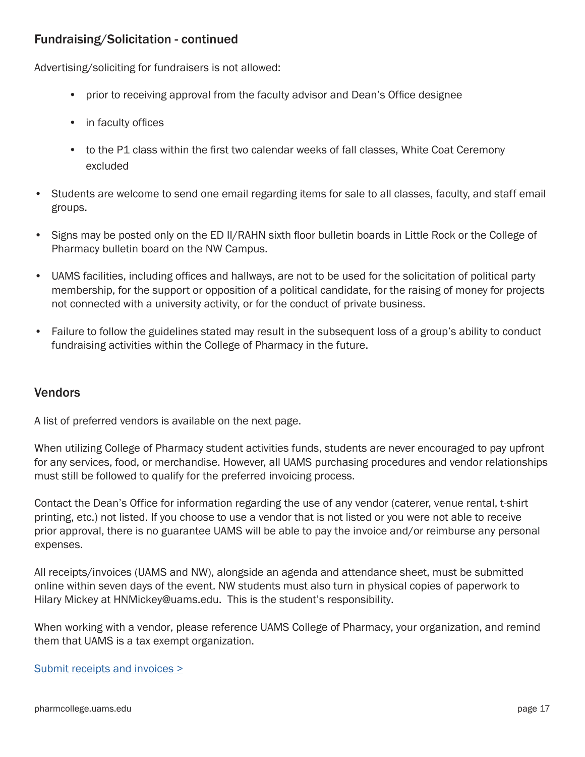## Fundraising/Solicitation - continued

Advertising/soliciting for fundraisers is not allowed:

- prior to receiving approval from the faculty advisor and Dean's Office designee
- in faculty offices
- to the P1 class within the first two calendar weeks of fall classes, White Coat Ceremony excluded

- Students are welcome to send one email regarding items for sale to all classes, faculty, and staff email groups.
- Signs may be posted only on the ED II/RAHN sixth floor bulletin boards in Little Rock or the College of Pharmacy bulletin board on the NW Campus.
- UAMS facilities, including offices and hallways, are not to be used for the solicitation of political party membership, for the support or opposition of a political candidate, for the raising of money for projects not connected with a university activity, or for the conduct of private business.
- Failure to follow the guidelines stated may result in the subsequent loss of a group's ability to conduct fundraising activities within the College of Pharmacy in the future.

## Vendors

A list of preferred vendors is available on the next page.

When utilizing College of Pharmacy student activities funds, students are never encouraged to pay upfront for any services, food, or merchandise. However, all UAMS purchasing procedures and vendor relationships must still be followed to qualify for the preferred invoicing process.

Contact the Dean's Office for information regarding the use of any vendor (caterer, venue rental, t-shirt printing, etc.) not listed. If you choose to use a vendor that is not listed or you were not able to receive prior approval, there is no guarantee UAMS will be able to pay the invoice and/or reimburse any personal expenses.

All receipts/invoices (UAMS and NW), alongside an agenda and attendance sheet, must be submitted online within seven days of the event. NW students must also turn in physical copies of paperwork to Hilary Mickey at HNMickey@uams.edu. This is the student's responsibility.

When working with a vendor, please reference UAMS College of Pharmacy, your organization, and remind them that UAMS is a tax exempt organization.

Submit receipts and invoices >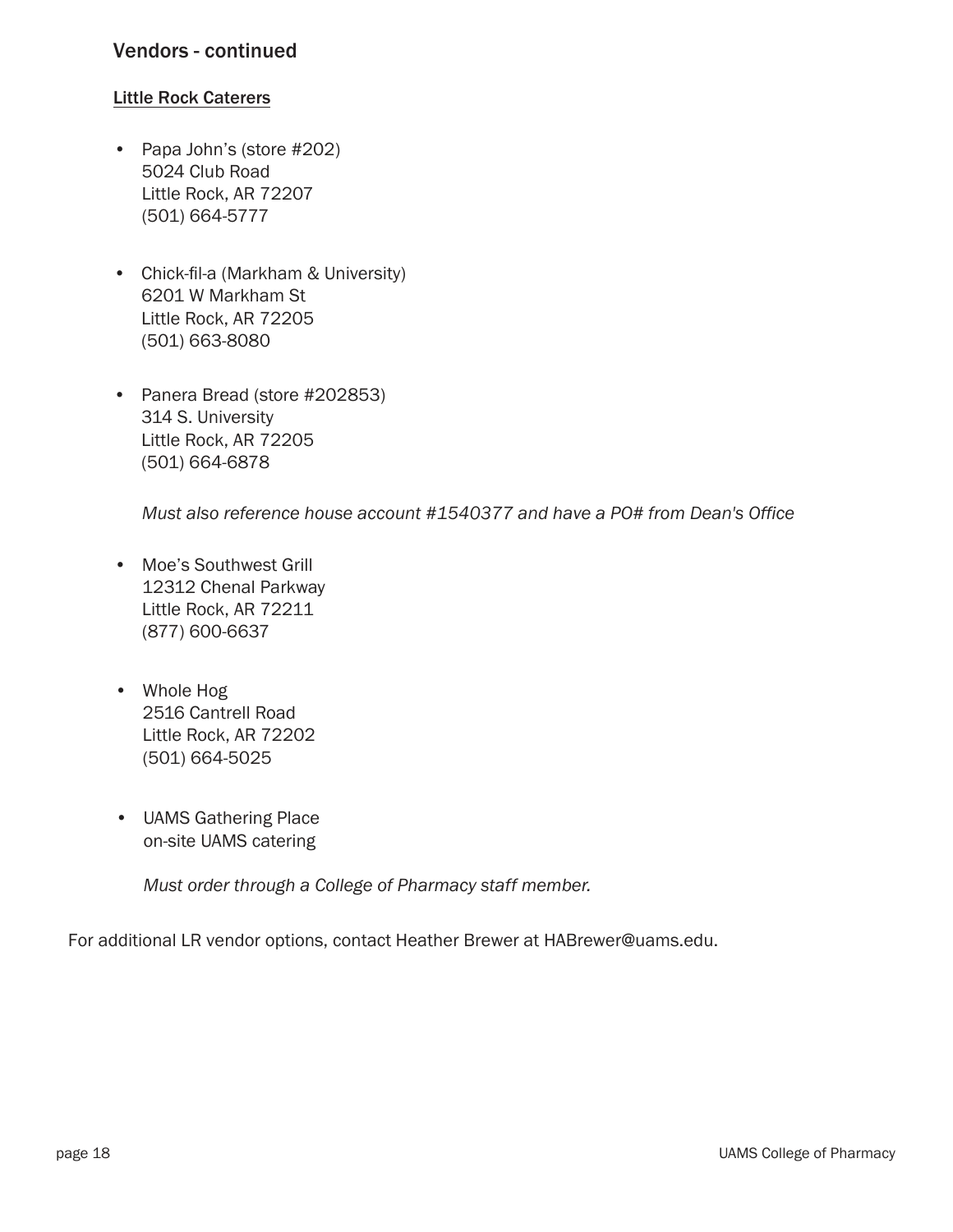## Vendors - continued

### Little Rock Caterers

- Papa John's (store #202)
  5024 Club Road
  Little Rock, AR 72207
  (501) 664-5777

- Chick-fil-a (Markham & University)
  6201 W Markham St
  Little Rock, AR 72205
  (501) 663-8080

- Panera Bread (store #202853)
  314 S. University
  Little Rock, AR 72205
  (501) 664-6878

  *Must also reference house account #1540377 and have a PO# from Dean's Office*

- Moe's Southwest Grill
  12312 Chenal Parkway
  Little Rock, AR 72211
  (877) 600-6637

- Whole Hog
  2516 Cantrell Road
  Little Rock, AR 72202
  (501) 664-5025

- UAMS Gathering Place
  on-site UAMS catering

  *Must order through a College of Pharmacy staff member.*

For additional LR vendor options, contact Heather Brewer at HABrewer@uams.edu.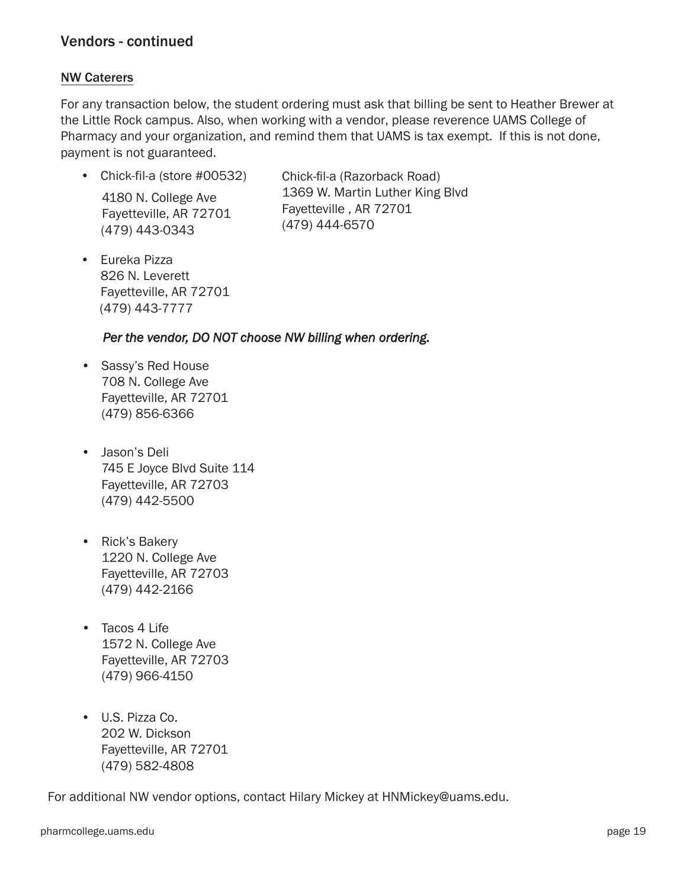## Vendors - continued

### NW Caterers

For any transaction below, the student ordering must ask that billing be sent to Heather Brewer at the Little Rock campus. Also, when working with a vendor, please reverence UAMS College of Pharmacy and your organization, and remind them that UAMS is tax exempt. If this is not done, payment is not guaranteed.

- Chick-fil-a (store #00532)
  4180 N. College Ave
  Fayetteville, AR 72701
  (479) 443-0343

  Chick-fil-a (Razorback Road)
  1369 W. Martin Luther King Blvd
  Fayetteville , AR 72701
  (479) 444-6570

- Eureka Pizza
  826 N. Leverett
  Fayetteville, AR 72701
  (479) 443-7777

  *Per the vendor, DO NOT choose NW billing when ordering.*

- Sassy's Red House
  708 N. College Ave
  Fayetteville, AR 72701
  (479) 856-6366

- Jason's Deli
  745 E Joyce Blvd Suite 114
  Fayetteville, AR 72703
  (479) 442-5500

- Rick's Bakery
  1220 N. College Ave
  Fayetteville, AR 72703
  (479) 442-2166

- Tacos 4 Life
  1572 N. College Ave
  Fayetteville, AR 72703
  (479) 966-4150

- U.S. Pizza Co.
  202 W. Dickson
  Fayetteville, AR 72701
  (479) 582-4808

For additional NW vendor options, contact Hilary Mickey at HNMickey@uams.edu.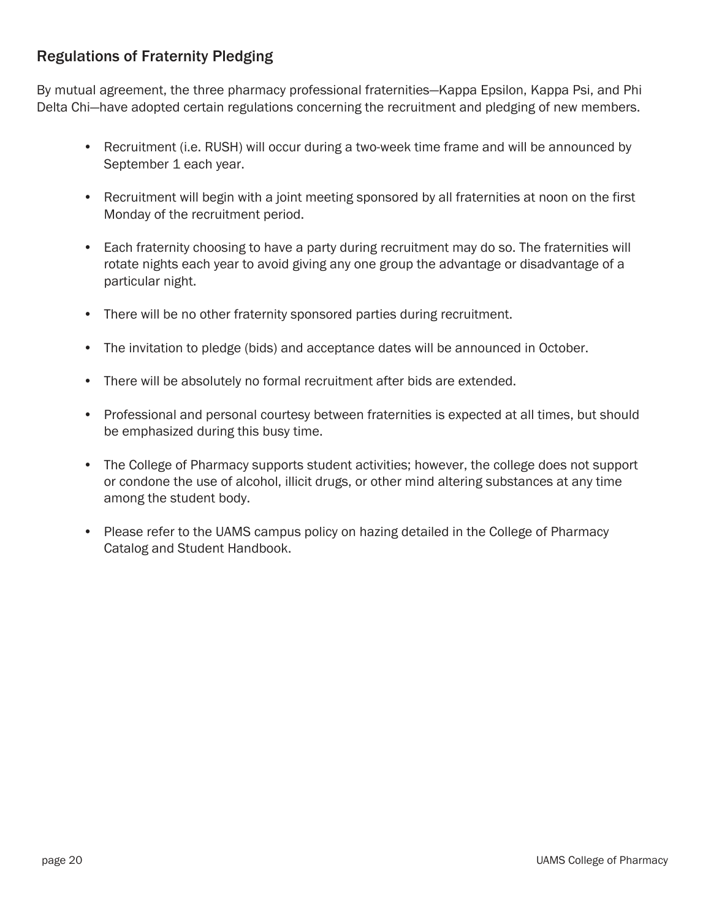## Regulations of Fraternity Pledging

By mutual agreement, the three pharmacy professional fraternities—Kappa Epsilon, Kappa Psi, and Phi Delta Chi—have adopted certain regulations concerning the recruitment and pledging of new members.

- Recruitment (i.e. RUSH) will occur during a two-week time frame and will be announced by September 1 each year.
- Recruitment will begin with a joint meeting sponsored by all fraternities at noon on the first Monday of the recruitment period.
- Each fraternity choosing to have a party during recruitment may do so. The fraternities will rotate nights each year to avoid giving any one group the advantage or disadvantage of a particular night.
- There will be no other fraternity sponsored parties during recruitment.
- The invitation to pledge (bids) and acceptance dates will be announced in October.
- There will be absolutely no formal recruitment after bids are extended.
- Professional and personal courtesy between fraternities is expected at all times, but should be emphasized during this busy time.
- The College of Pharmacy supports student activities; however, the college does not support or condone the use of alcohol, illicit drugs, or other mind altering substances at any time among the student body.
- Please refer to the UAMS campus policy on hazing detailed in the College of Pharmacy Catalog and Student Handbook.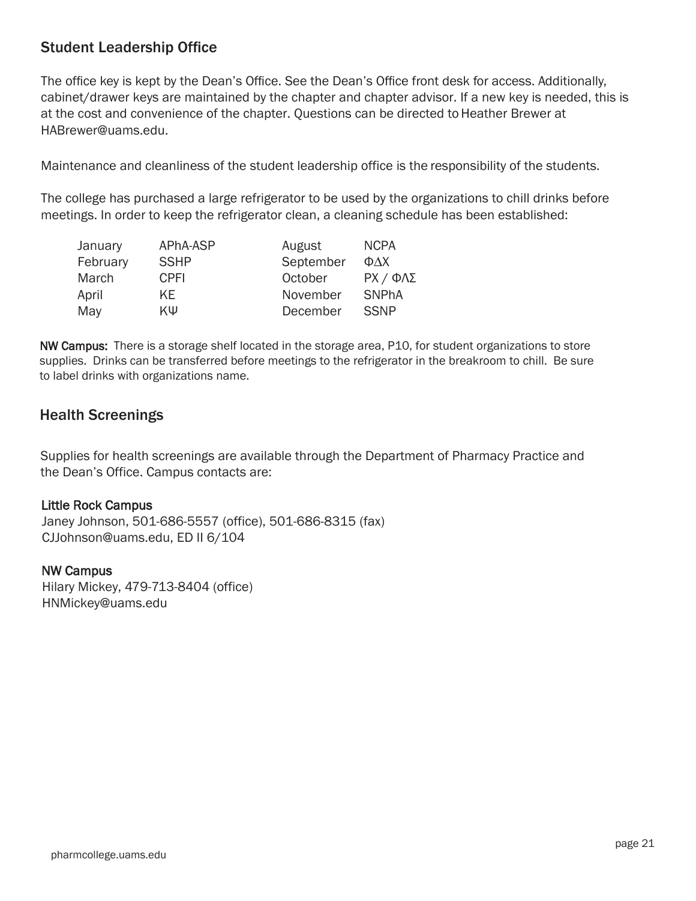## Student Leadership Office

The office key is kept by the Dean's Office. See the Dean's Office front desk for access. Additionally, cabinet/drawer keys are maintained by the chapter and chapter advisor. If a new key is needed, this is at the cost and convenience of the chapter. Questions can be directed to Heather Brewer at HABrewer@uams.edu.

Maintenance and cleanliness of the student leadership office is the responsibility of the students.

The college has purchased a large refrigerator to be used by the organizations to chill drinks before meetings. In order to keep the refrigerator clean, a cleaning schedule has been established:

| Month | Organization | Month | Organization |
|---|---|---|---|
| January | APhA-ASP | August | NCPA |
| February | SSHP | September | ΦΔΧ |
| March | CPFI | October | PX / ΦΛΣ |
| April | KE | November | SNPhA |
| May | ΚΨ | December | SSNP |

**NW Campus:** There is a storage shelf located in the storage area, P10, for student organizations to store supplies. Drinks can be transferred before meetings to the refrigerator in the breakroom to chill. Be sure to label drinks with organizations name.

## Health Screenings

Supplies for health screenings are available through the Department of Pharmacy Practice and the Dean's Office. Campus contacts are:

**Little Rock Campus**
Janey Johnson, 501-686-5557 (office), 501-686-8315 (fax)
CJJohnson@uams.edu, ED II 6/104

**NW Campus**
Hilary Mickey, 479-713-8404 (office)
HNMickey@uams.edu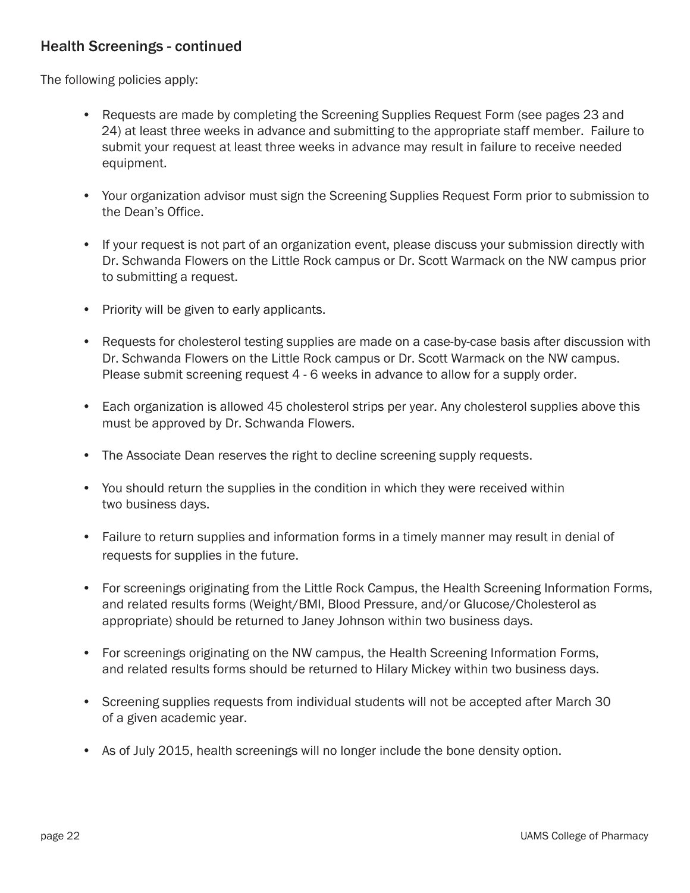## Health Screenings - continued

The following policies apply:

- Requests are made by completing the Screening Supplies Request Form (see pages 23 and 24) at least three weeks in advance and submitting to the appropriate staff member. Failure to submit your request at least three weeks in advance may result in failure to receive needed equipment.
- Your organization advisor must sign the Screening Supplies Request Form prior to submission to the Dean's Office.
- If your request is not part of an organization event, please discuss your submission directly with Dr. Schwanda Flowers on the Little Rock campus or Dr. Scott Warmack on the NW campus prior to submitting a request.
- Priority will be given to early applicants.
- Requests for cholesterol testing supplies are made on a case-by-case basis after discussion with Dr. Schwanda Flowers on the Little Rock campus or Dr. Scott Warmack on the NW campus. Please submit screening request 4 - 6 weeks in advance to allow for a supply order.
- Each organization is allowed 45 cholesterol strips per year. Any cholesterol supplies above this must be approved by Dr. Schwanda Flowers.
- The Associate Dean reserves the right to decline screening supply requests.
- You should return the supplies in the condition in which they were received within two business days.
- Failure to return supplies and information forms in a timely manner may result in denial of requests for supplies in the future.
- For screenings originating from the Little Rock Campus, the Health Screening Information Forms, and related results forms (Weight/BMI, Blood Pressure, and/or Glucose/Cholesterol as appropriate) should be returned to Janey Johnson within two business days.
- For screenings originating on the NW campus, the Health Screening Information Forms, and related results forms should be returned to Hilary Mickey within two business days.
- Screening supplies requests from individual students will not be accepted after March 30 of a given academic year.
- As of July 2015, health screenings will no longer include the bone density option.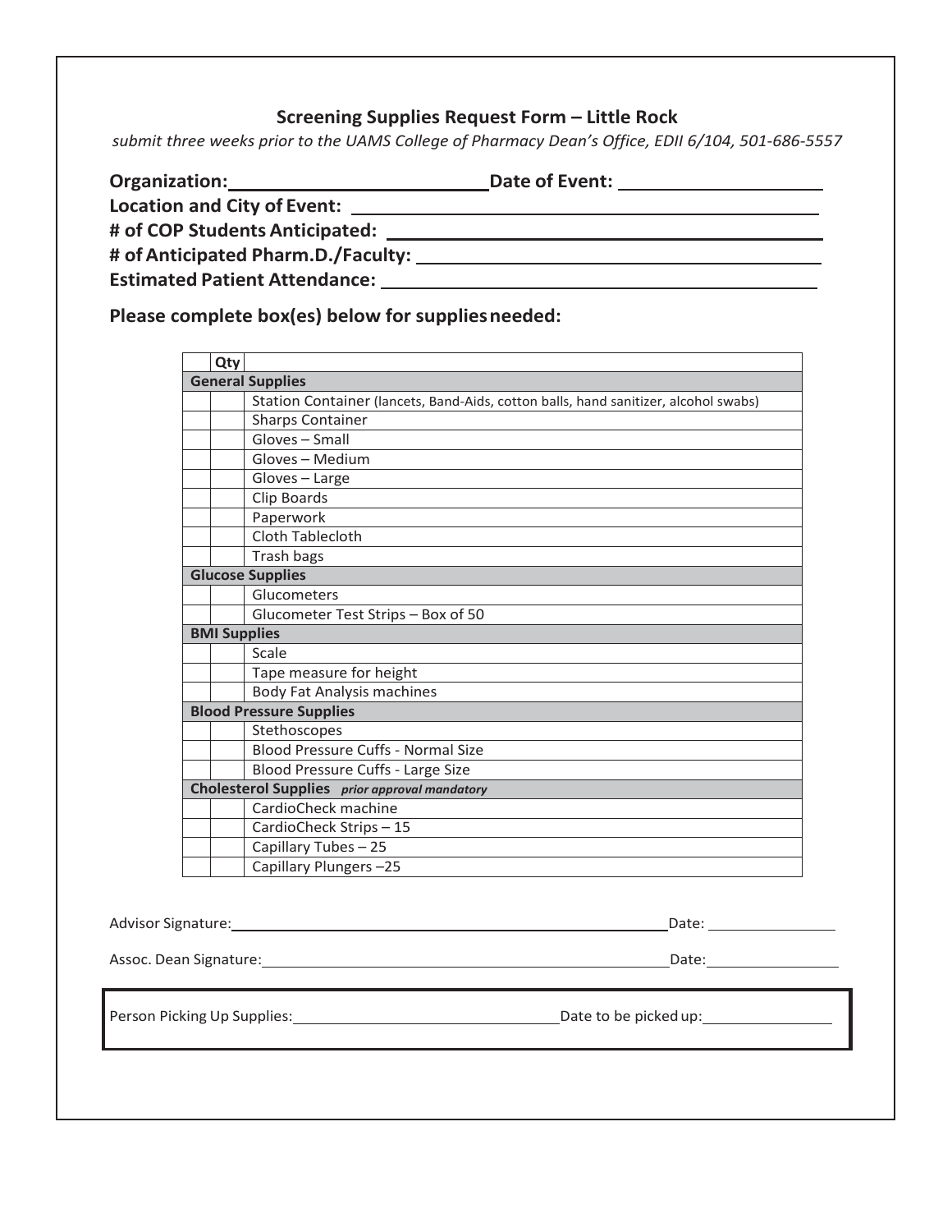## Screening Supplies Request Form – Little Rock

*submit three weeks prior to the UAMS College of Pharmacy Dean's Office, EDII 6/104, 501-686-5557*

**Organization:** \_\_\_\_\_\_\_\_\_\_\_\_\_\_\_\_\_\_\_\_\_\_\_\_ **Date of Event:** \_\_\_\_\_\_\_\_\_\_\_\_\_\_\_\_\_\_\_\_

**Location and City of Event:** \_\_\_\_\_\_\_\_\_\_\_\_\_\_\_\_\_\_\_\_\_\_\_\_\_\_\_\_\_\_\_\_\_\_\_\_\_\_\_\_\_\_\_\_

**# of COP Students Anticipated:** \_\_\_\_\_\_\_\_\_\_\_\_\_\_\_\_\_\_\_\_\_\_\_\_\_\_\_\_\_\_\_\_\_\_\_\_\_\_\_\_\_\_\_\_

**# of Anticipated Pharm.D./Faculty:** \_\_\_\_\_\_\_\_\_\_\_\_\_\_\_\_\_\_\_\_\_\_\_\_\_\_\_\_\_\_\_\_\_\_\_\_\_\_\_\_

**Estimated Patient Attendance:** \_\_\_\_\_\_\_\_\_\_\_\_\_\_\_\_\_\_\_\_\_\_\_\_\_\_\_\_\_\_\_\_\_\_\_\_\_\_\_\_\_\_

**Please complete box(es) below for supplies needed:**

| | Qty | |
|---|---|---|
| **General Supplies** | | |
| | | Station Container (lancets, Band-Aids, cotton balls, hand sanitizer, alcohol swabs) |
| | | Sharps Container |
| | | Gloves – Small |
| | | Gloves – Medium |
| | | Gloves – Large |
| | | Clip Boards |
| | | Paperwork |
| | | Cloth Tablecloth |
| | | Trash bags |
| **Glucose Supplies** | | |
| | | Glucometers |
| | | Glucometer Test Strips – Box of 50 |
| **BMI Supplies** | | |
| | | Scale |
| | | Tape measure for height |
| | | Body Fat Analysis machines |
| **Blood Pressure Supplies** | | |
| | | Stethoscopes |
| | | Blood Pressure Cuffs - Normal Size |
| | | Blood Pressure Cuffs - Large Size |
| **Cholesterol Supplies** *prior approval mandatory* | | |
| | | CardioCheck machine |
| | | CardioCheck Strips – 15 |
| | | Capillary Tubes – 25 |
| | | Capillary Plungers –25 |

Advisor Signature: \_\_\_\_\_\_\_\_\_\_\_\_\_\_\_\_\_\_\_\_\_\_\_\_\_\_\_\_\_\_\_\_\_\_\_\_\_\_\_\_\_\_\_\_\_\_\_\_ Date: \_\_\_\_\_\_\_\_\_\_\_\_\_\_

Assoc. Dean Signature: \_\_\_\_\_\_\_\_\_\_\_\_\_\_\_\_\_\_\_\_\_\_\_\_\_\_\_\_\_\_\_\_\_\_\_\_\_\_\_\_\_\_\_\_\_\_ Date: \_\_\_\_\_\_\_\_\_\_\_\_\_\_

Person Picking Up Supplies: \_\_\_\_\_\_\_\_\_\_\_\_\_\_\_\_\_\_\_\_\_\_\_\_\_\_\_\_\_\_ Date to be picked up: \_\_\_\_\_\_\_\_\_\_\_\_\_\_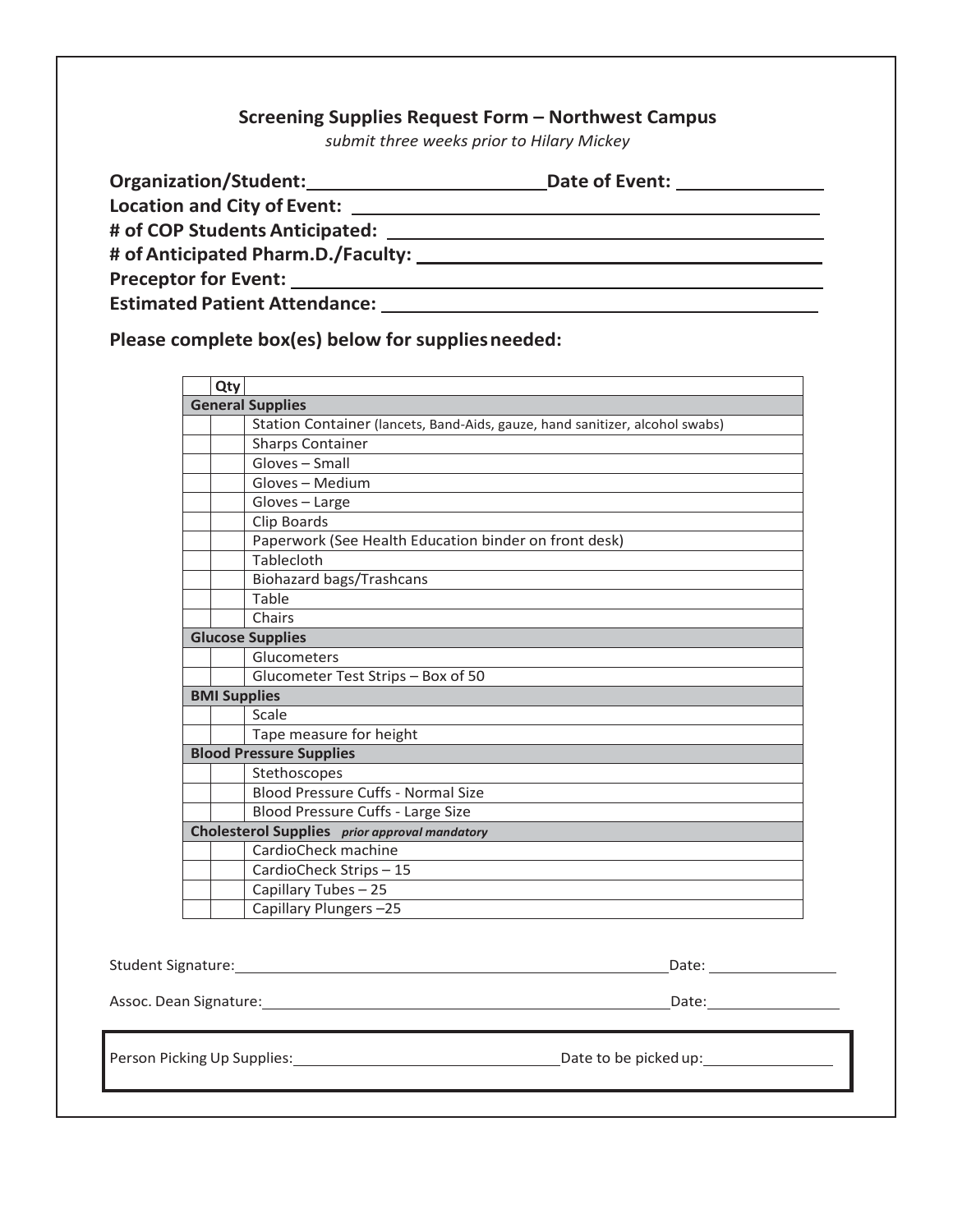## Screening Supplies Request Form – Northwest Campus

*submit three weeks prior to Hilary Mickey*

**Organization/Student:** ________________________ **Date of Event:** ______________

**Location and City of Event:** ______________________________________________

**# of COP Students Anticipated:** ____________________________________________

**# of Anticipated Pharm.D./Faculty:** _________________________________________

**Preceptor for Event:** ____________________________________________________

**Estimated Patient Attendance:** _____________________________________________

**Please complete box(es) below for supplies needed:**

| | Qty | |
|---|---|---|
| **General Supplies** | | |
| | | Station Container (lancets, Band-Aids, gauze, hand sanitizer, alcohol swabs) |
| | | Sharps Container |
| | | Gloves – Small |
| | | Gloves – Medium |
| | | Gloves – Large |
| | | Clip Boards |
| | | Paperwork (See Health Education binder on front desk) |
| | | Tablecloth |
| | | Biohazard bags/Trashcans |
| | | Table |
| | | Chairs |
| **Glucose Supplies** | | |
| | | Glucometers |
| | | Glucometer Test Strips – Box of 50 |
| **BMI Supplies** | | |
| | | Scale |
| | | Tape measure for height |
| **Blood Pressure Supplies** | | |
| | | Stethoscopes |
| | | Blood Pressure Cuffs - Normal Size |
| | | Blood Pressure Cuffs - Large Size |
| **Cholesterol Supplies** ***prior approval mandatory*** | | |
| | | CardioCheck machine |
| | | CardioCheck Strips – 15 |
| | | Capillary Tubes – 25 |
| | | Capillary Plungers –25 |

Student Signature: ______________________________________________ Date: ______________

Assoc. Dean Signature: __________________________________________ Date: ______________

Person Picking Up Supplies: ______________________________ Date to be picked up: ______________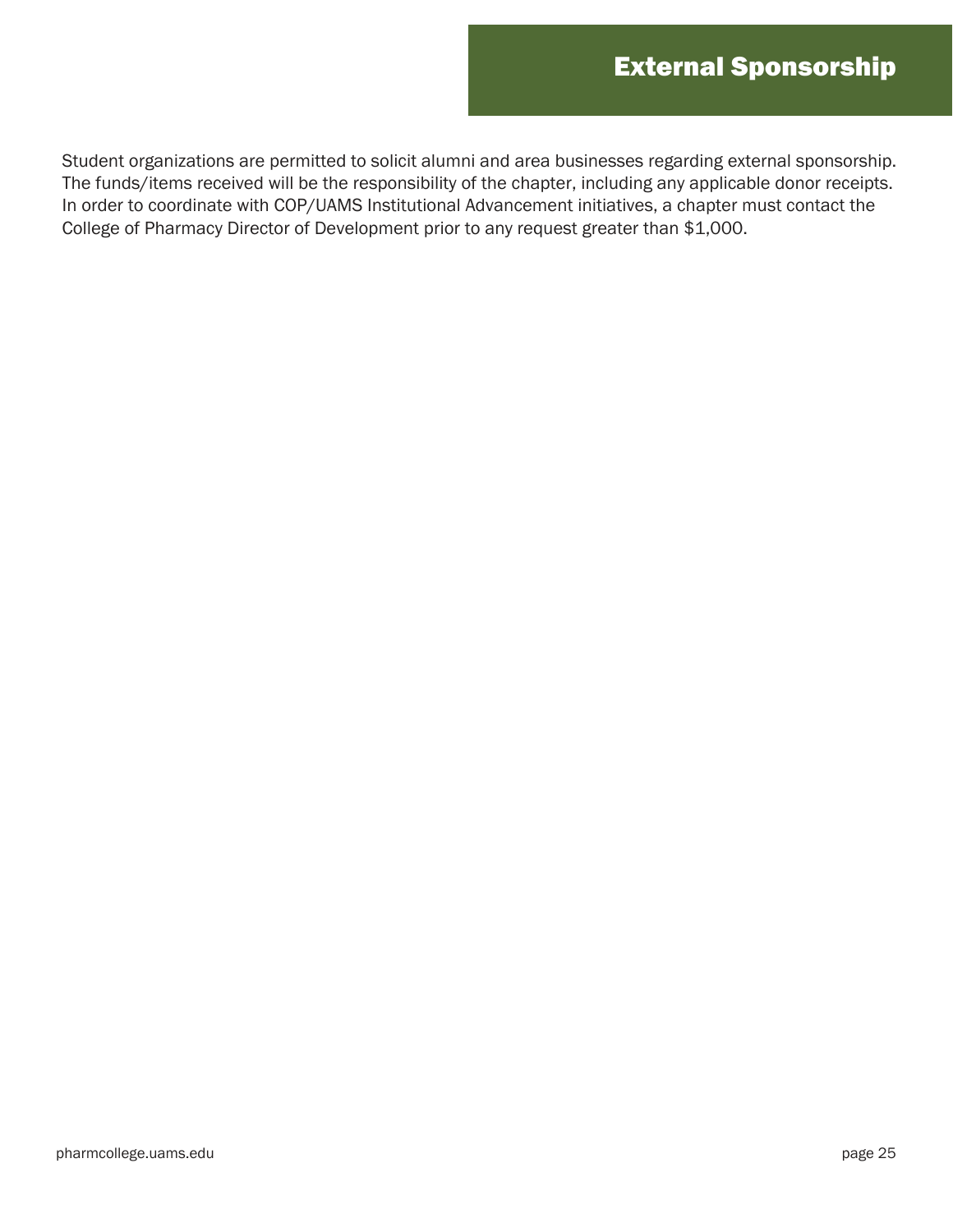# External Sponsorship

Student organizations are permitted to solicit alumni and area businesses regarding external sponsorship. The funds/items received will be the responsibility of the chapter, including any applicable donor receipts. In order to coordinate with COP/UAMS Institutional Advancement initiatives, a chapter must contact the College of Pharmacy Director of Development prior to any request greater than $1,000.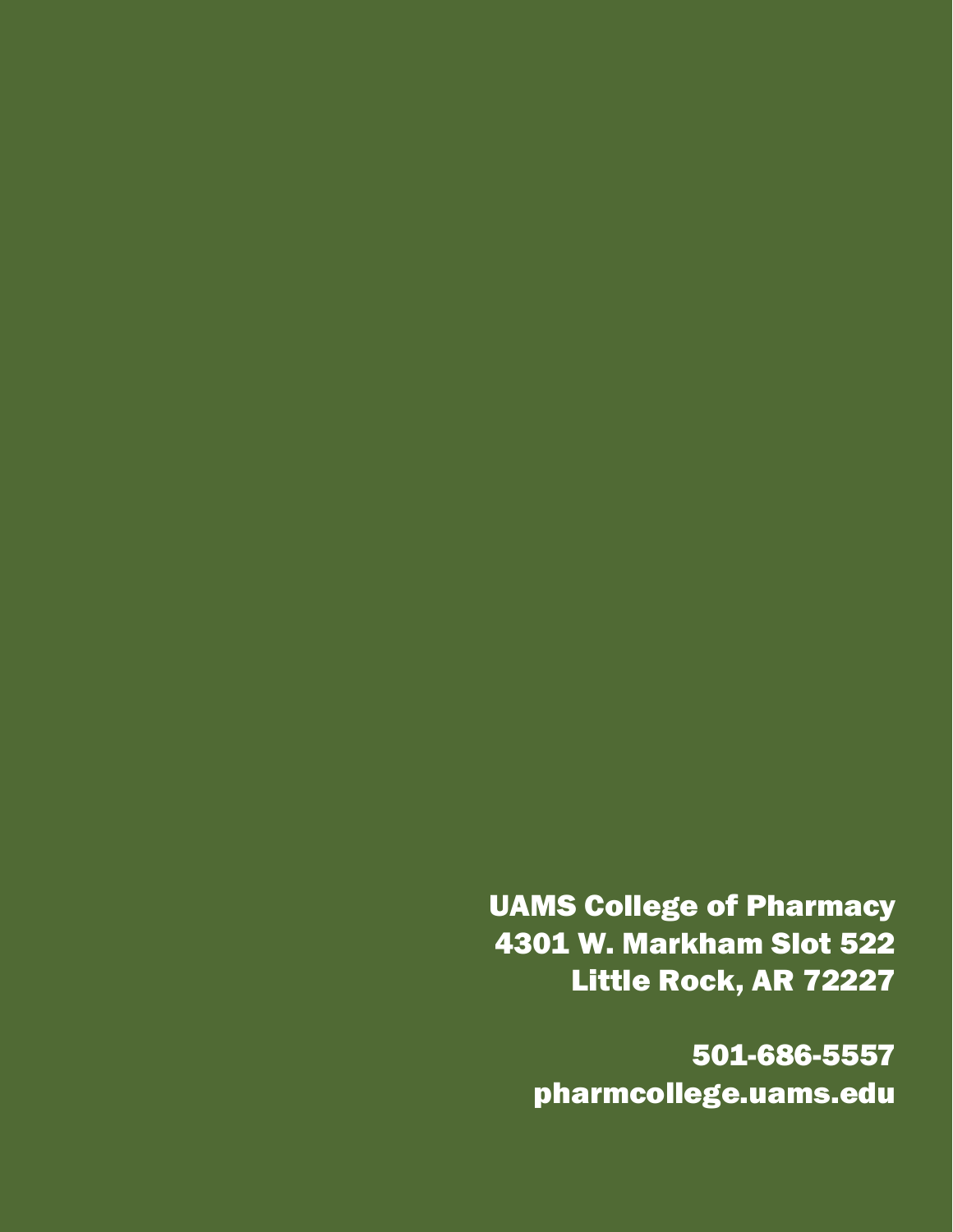UAMS College of Pharmacy
4301 W. Markham Slot 522
Little Rock, AR 72227

501-686-5557
pharmcollege.uams.edu